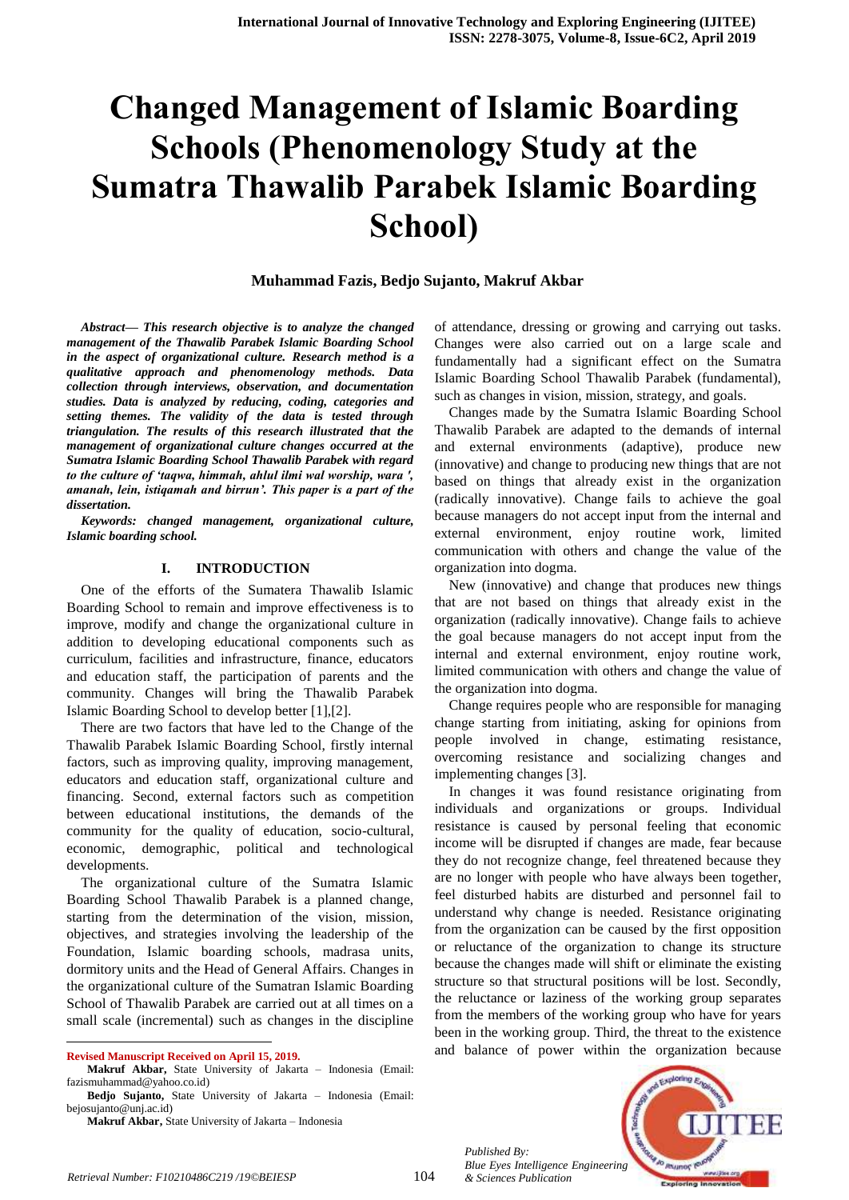# Changed Management of Islamic Boarding Schools (Phenomenology Study at the Sumatra Thawalib Parabek Islamic Boarding School)

**Muhammad Fazis, Bedjo Sujanto, Makruf Akbar**

***Abstract— This research objective is to analyze the changed management of the Thawalib Parabek Islamic Boarding School in the aspect of organizational culture. Research method is a qualitative approach and phenomenology methods. Data collection through interviews, observation, and documentation studies. Data is analyzed by reducing, coding, categories and setting themes. The validity of the data is tested through triangulation. The results of this research illustrated that the management of organizational culture changes occurred at the Sumatra Islamic Boarding School Thawalib Parabek with regard to the culture of 'taqwa, himmah, ahlul ilmi wal worship, wara ', amanah, lein, istiqamah and birrun'. This paper is a part of the dissertation.***

***Keywords: changed management, organizational culture, Islamic boarding school.***

## I. INTRODUCTION

One of the efforts of the Sumatera Thawalib Islamic Boarding School to remain and improve effectiveness is to improve, modify and change the organizational culture in addition to developing educational components such as curriculum, facilities and infrastructure, finance, educators and education staff, the participation of parents and the community. Changes will bring the Thawalib Parabek Islamic Boarding School to develop better [1],[2].

There are two factors that have led to the Change of the Thawalib Parabek Islamic Boarding School, firstly internal factors, such as improving quality, improving management, educators and education staff, organizational culture and financing. Second, external factors such as competition between educational institutions, the demands of the community for the quality of education, socio-cultural, economic, demographic, political and technological developments.

The organizational culture of the Sumatra Islamic Boarding School Thawalib Parabek is a planned change, starting from the determination of the vision, mission, objectives, and strategies involving the leadership of the Foundation, Islamic boarding schools, madrasa units, dormitory units and the Head of General Affairs. Changes in the organizational culture of the Sumatran Islamic Boarding School of Thawalib Parabek are carried out at all times on a small scale (incremental) such as changes in the discipline of attendance, dressing or growing and carrying out tasks. Changes were also carried out on a large scale and fundamentally had a significant effect on the Sumatra Islamic Boarding School Thawalib Parabek (fundamental), such as changes in vision, mission, strategy, and goals.

Changes made by the Sumatra Islamic Boarding School Thawalib Parabek are adapted to the demands of internal and external environments (adaptive), produce new (innovative) and change to producing new things that are not based on things that already exist in the organization (radically innovative). Change fails to achieve the goal because managers do not accept input from the internal and external environment, enjoy routine work, limited communication with others and change the value of the organization into dogma.

New (innovative) and change that produces new things that are not based on things that already exist in the organization (radically innovative). Change fails to achieve the goal because managers do not accept input from the internal and external environment, enjoy routine work, limited communication with others and change the value of the organization into dogma.

Change requires people who are responsible for managing change starting from initiating, asking for opinions from people involved in change, estimating resistance, overcoming resistance and socializing changes and implementing changes [3].

In changes it was found resistance originating from individuals and organizations or groups. Individual resistance is caused by personal feeling that economic income will be disrupted if changes are made, fear because they do not recognize change, feel threatened because they are no longer with people who have always been together, feel disturbed habits are disturbed and personnel fail to understand why change is needed. Resistance originating from the organization can be caused by the first opposition or reluctance of the organization to change its structure because the changes made will shift or eliminate the existing structure so that structural positions will be lost. Secondly, the reluctance or laziness of the working group separates from the members of the working group who have for years been in the working group. Third, the threat to the existence and balance of power within the organization because

---

**Revised Manuscript Received on April 15, 2019.**

**Makruf Akbar,** State University of Jakarta – Indonesia (Email: fazismuhammad@yahoo.co.id)

**Bedjo Sujanto,** State University of Jakarta – Indonesia (Email: bejosujanto@unj.ac.id)

**Makruf Akbar,** State University of Jakarta – Indonesia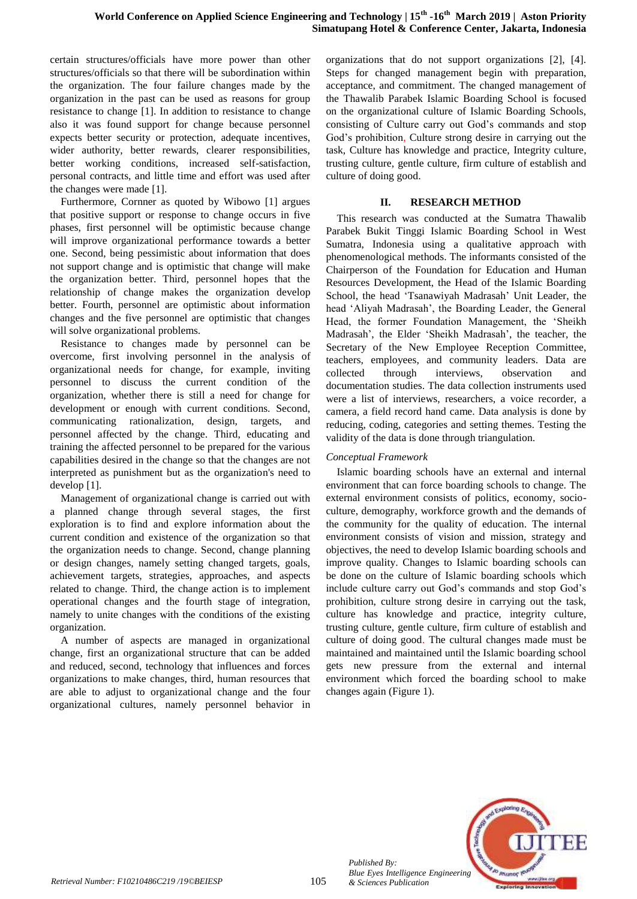certain structures/officials have more power than other structures/officials so that there will be subordination within the organization. The four failure changes made by the organization in the past can be used as reasons for group resistance to change [1]. In addition to resistance to change also it was found support for change because personnel expects better security or protection, adequate incentives, wider authority, better rewards, clearer responsibilities, better working conditions, increased self-satisfaction, personal contracts, and little time and effort was used after the changes were made [1].

Furthermore, Cornner as quoted by Wibowo [1] argues that positive support or response to change occurs in five phases, first personnel will be optimistic because change will improve organizational performance towards a better one. Second, being pessimistic about information that does not support change and is optimistic that change will make the organization better. Third, personnel hopes that the relationship of change makes the organization develop better. Fourth, personnel are optimistic about information changes and the five personnel are optimistic that changes will solve organizational problems.

Resistance to changes made by personnel can be overcome, first involving personnel in the analysis of organizational needs for change, for example, inviting personnel to discuss the current condition of the organization, whether there is still a need for change for development or enough with current conditions. Second, communicating rationalization, design, targets, and personnel affected by the change. Third, educating and training the affected personnel to be prepared for the various capabilities desired in the change so that the changes are not interpreted as punishment but as the organization's need to develop [1].

Management of organizational change is carried out with a planned change through several stages, the first exploration is to find and explore information about the current condition and existence of the organization so that the organization needs to change. Second, change planning or design changes, namely setting changed targets, goals, achievement targets, strategies, approaches, and aspects related to change. Third, the change action is to implement operational changes and the fourth stage of integration, namely to unite changes with the conditions of the existing organization.

A number of aspects are managed in organizational change, first an organizational structure that can be added and reduced, second, technology that influences and forces organizations to make changes, third, human resources that are able to adjust to organizational change and the four organizational cultures, namely personnel behavior in organizations that do not support organizations [2], [4]. Steps for changed management begin with preparation, acceptance, and commitment. The changed management of the Thawalib Parabek Islamic Boarding School is focused on the organizational culture of Islamic Boarding Schools, consisting of Culture carry out God's commands and stop God's prohibition, Culture strong desire in carrying out the task, Culture has knowledge and practice, Integrity culture, trusting culture, gentle culture, firm culture of establish and culture of doing good.

## II. RESEARCH METHOD

This research was conducted at the Sumatra Thawalib Parabek Bukit Tinggi Islamic Boarding School in West Sumatra, Indonesia using a qualitative approach with phenomenological methods. The informants consisted of the Chairperson of the Foundation for Education and Human Resources Development, the Head of the Islamic Boarding School, the head 'Tsanawiyah Madrasah' Unit Leader, the head 'Aliyah Madrasah', the Boarding Leader, the General Head, the former Foundation Management, the 'Sheikh Madrasah', the Elder 'Sheikh Madrasah', the teacher, the Secretary of the New Employee Reception Committee, teachers, employees, and community leaders. Data are collected through interviews, observation and documentation studies. The data collection instruments used were a list of interviews, researchers, a voice recorder, a camera, a field record hand came. Data analysis is done by reducing, coding, categories and setting themes. Testing the validity of the data is done through triangulation.

### *Conceptual Framework*

Islamic boarding schools have an external and internal environment that can force boarding schools to change. The external environment consists of politics, economy, socio-culture, demography, workforce growth and the demands of the community for the quality of education. The internal environment consists of vision and mission, strategy and objectives, the need to develop Islamic boarding schools and improve quality. Changes to Islamic boarding schools can be done on the culture of Islamic boarding schools which include culture carry out God's commands and stop God's prohibition, culture strong desire in carrying out the task, culture has knowledge and practice, integrity culture, trusting culture, gentle culture, firm culture of establish and culture of doing good. The cultural changes made must be maintained and maintained until the Islamic boarding school gets new pressure from the external and internal environment which forced the boarding school to make changes again (Figure 1).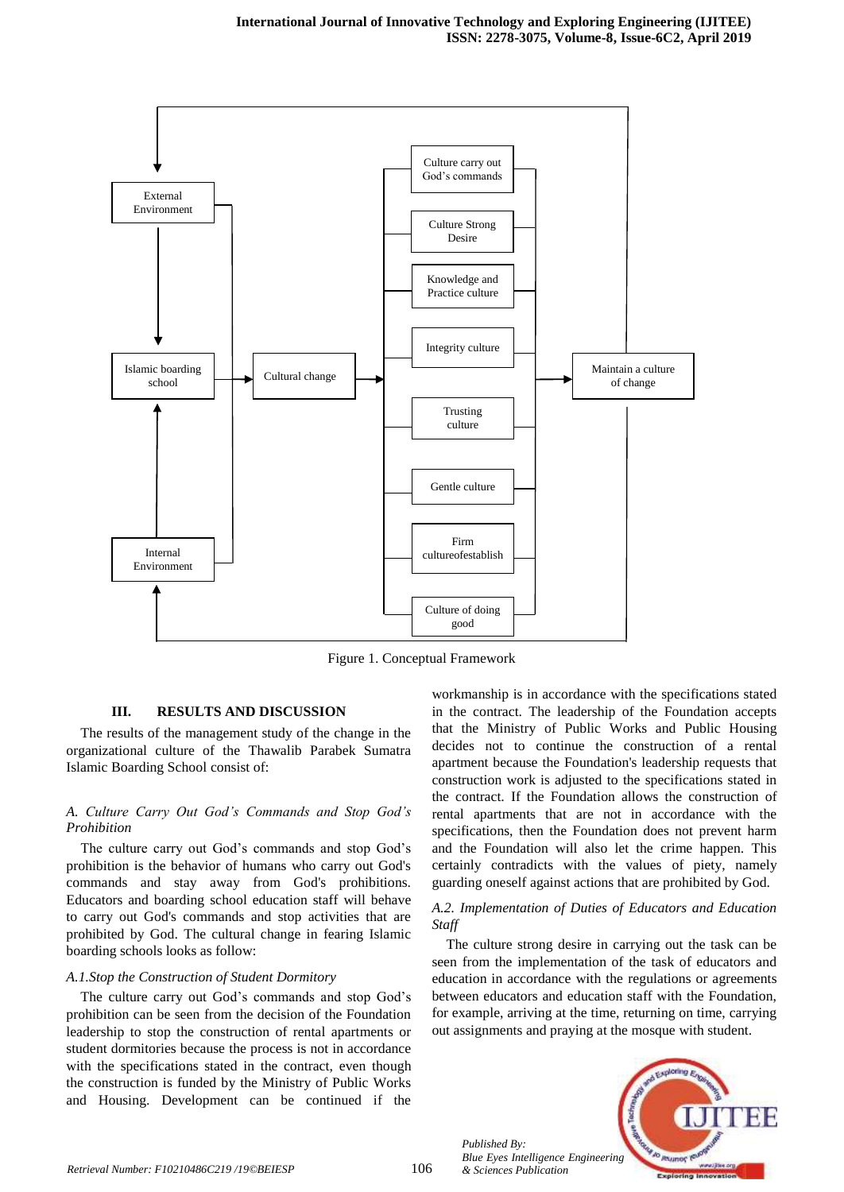Figure 1. Conceptual Framework

## III. RESULTS AND DISCUSSION

The results of the management study of the change in the organizational culture of the Thawalib Parabek Sumatra Islamic Boarding School consist of:

### *A. Culture Carry Out God's Commands and Stop God's Prohibition*

The culture carry out God's commands and stop God's prohibition is the behavior of humans who carry out God's commands and stay away from God's prohibitions. Educators and boarding school education staff will behave to carry out God's commands and stop activities that are prohibited by God. The cultural change in fearing Islamic boarding schools looks as follow:

#### *A.1.Stop the Construction of Student Dormitory*

The culture carry out God's commands and stop God's prohibition can be seen from the decision of the Foundation leadership to stop the construction of rental apartments or student dormitories because the process is not in accordance with the specifications stated in the contract, even though the construction is funded by the Ministry of Public Works and Housing. Development can be continued if the workmanship is in accordance with the specifications stated in the contract. The leadership of the Foundation accepts that the Ministry of Public Works and Public Housing decides not to continue the construction of a rental apartment because the Foundation's leadership requests that construction work is adjusted to the specifications stated in the contract. If the Foundation allows the construction of rental apartments that are not in accordance with the specifications, then the Foundation does not prevent harm and the Foundation will also let the crime happen. This certainly contradicts with the values of piety, namely guarding oneself against actions that are prohibited by God.

#### *A.2. Implementation of Duties of Educators and Education Staff*

The culture strong desire in carrying out the task can be seen from the implementation of the task of educators and education in accordance with the regulations or agreements between educators and education staff with the Foundation, for example, arriving at the time, returning on time, carrying out assignments and praying at the mosque with student.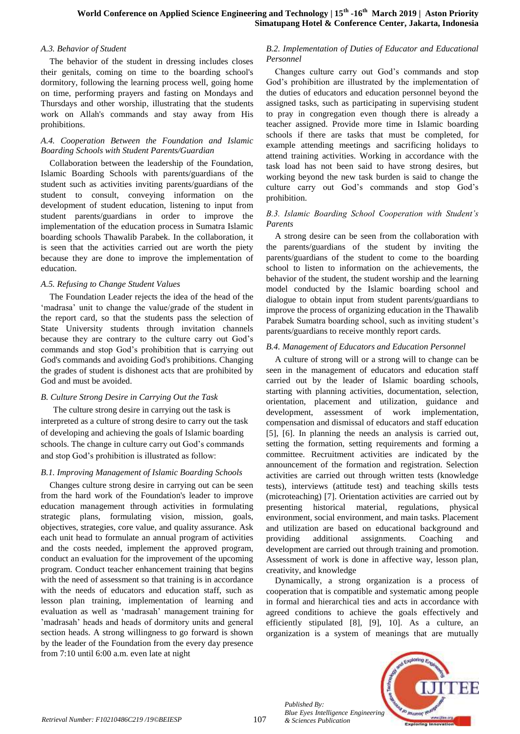### *A.3. Behavior of Student*

The behavior of the student in dressing includes closes their genitals, coming on time to the boarding school's dormitory, following the learning process well, going home on time, performing prayers and fasting on Mondays and Thursdays and other worship, illustrating that the students work on Allah's commands and stay away from His prohibitions.

### *A.4. Cooperation Between the Foundation and Islamic Boarding Schools with Student Parents/Guardian*

Collaboration between the leadership of the Foundation, Islamic Boarding Schools with parents/guardians of the student such as activities inviting parents/guardians of the student to consult, conveying information on the development of student education, listening to input from student parents/guardians in order to improve the implementation of the education process in Sumatra Islamic boarding schools Thawalib Parabek. In the collaboration, it is seen that the activities carried out are worth the piety because they are done to improve the implementation of education.

### *A.5. Refusing to Change Student Values*

The Foundation Leader rejects the idea of the head of the 'madrasa' unit to change the value/grade of the student in the report card, so that the students pass the selection of State University students through invitation channels because they are contrary to the culture carry out God's commands and stop God's prohibition that is carrying out God's commands and avoiding God's prohibitions. Changing the grades of student is dishonest acts that are prohibited by God and must be avoided.

## *B. Culture Strong Desire in Carrying Out the Task*

The culture strong desire in carrying out the task is interpreted as a culture of strong desire to carry out the task of developing and achieving the goals of Islamic boarding schools. The change in culture carry out God's commands and stop God's prohibition is illustrated as follow:

### *B.1. Improving Management of Islamic Boarding Schools*

Changes culture strong desire in carrying out can be seen from the hard work of the Foundation's leader to improve education management through activities in formulating strategic plans, formulating vision, mission, goals, objectives, strategies, core value, and quality assurance. Ask each unit head to formulate an annual program of activities and the costs needed, implement the approved program, conduct an evaluation for the improvement of the upcoming program. Conduct teacher enhancement training that begins with the need of assessment so that training is in accordance with the needs of educators and education staff, such as lesson plan training, implementation of learning and evaluation as well as 'madrasah' management training for 'madrasah' heads and heads of dormitory units and general section heads. A strong willingness to go forward is shown by the leader of the Foundation from the every day presence from 7:10 until 6:00 a.m. even late at night

### *B.2. Implementation of Duties of Educator and Educational Personnel*

Changes culture carry out God's commands and stop God's prohibition are illustrated by the implementation of the duties of educators and education personnel beyond the assigned tasks, such as participating in supervising student to pray in congregation even though there is already a teacher assigned. Provide more time in Islamic boarding schools if there are tasks that must be completed, for example attending meetings and sacrificing holidays to attend training activities. Working in accordance with the task load has not been said to have strong desires, but working beyond the new task burden is said to change the culture carry out God's commands and stop God's prohibition.

### *B.3. Islamic Boarding School Cooperation with Student's Parents*

A strong desire can be seen from the collaboration with the parents/guardians of the student by inviting the parents/guardians of the student to come to the boarding school to listen to information on the achievements, the behavior of the student, the student worship and the learning model conducted by the Islamic boarding school and dialogue to obtain input from student parents/guardians to improve the process of organizing education in the Thawalib Parabek Sumatra boarding school, such as inviting student's parents/guardians to receive monthly report cards.

### *B.4. Management of Educators and Education Personnel*

A culture of strong will or a strong will to change can be seen in the management of educators and education staff carried out by the leader of Islamic boarding schools, starting with planning activities, documentation, selection, orientation, placement and utilization, guidance and development, assessment of work implementation, compensation and dismissal of educators and staff education [5], [6]. In planning the needs an analysis is carried out, setting the formation, setting requirements and forming a committee. Recruitment activities are indicated by the announcement of the formation and registration. Selection activities are carried out through written tests (knowledge tests), interviews (attitude test) and teaching skills tests (microteaching) [7]. Orientation activities are carried out by presenting historical material, regulations, physical environment, social environment, and main tasks. Placement and utilization are based on educational background and providing additional assignments. Coaching and development are carried out through training and promotion. Assessment of work is done in affective way, lesson plan, creativity, and knowledge

Dynamically, a strong organization is a process of cooperation that is compatible and systematic among people in formal and hierarchical ties and acts in accordance with agreed conditions to achieve the goals effectively and efficiently stipulated [8], [9], 10]. As a culture, an organization is a system of meanings that are mutually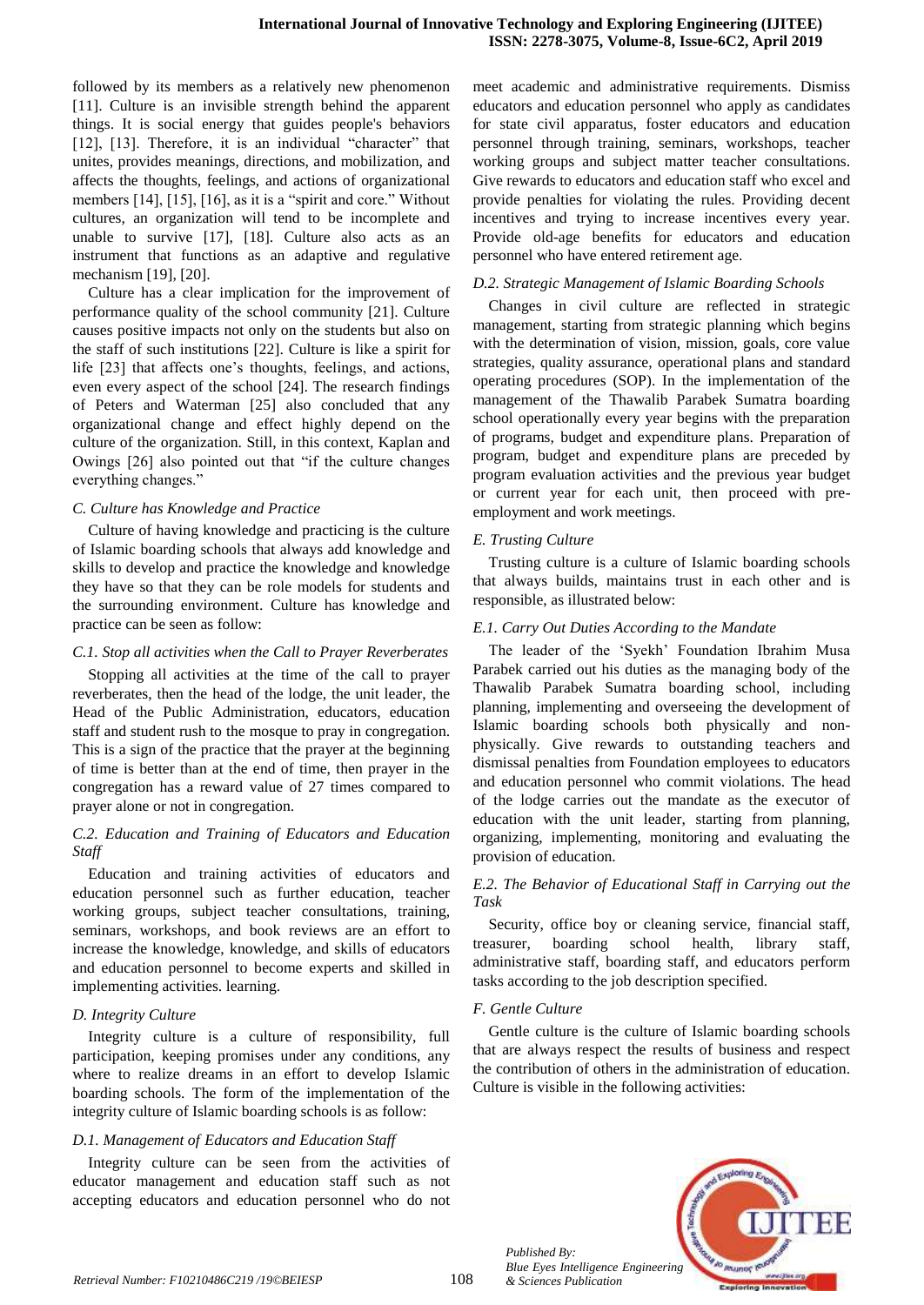followed by its members as a relatively new phenomenon [11]. Culture is an invisible strength behind the apparent things. It is social energy that guides people's behaviors [12], [13]. Therefore, it is an individual "character" that unites, provides meanings, directions, and mobilization, and affects the thoughts, feelings, and actions of organizational members [14], [15], [16], as it is a "spirit and core." Without cultures, an organization will tend to be incomplete and unable to survive [17], [18]. Culture also acts as an instrument that functions as an adaptive and regulative mechanism [19], [20].

Culture has a clear implication for the improvement of performance quality of the school community [21]. Culture causes positive impacts not only on the students but also on the staff of such institutions [22]. Culture is like a spirit for life [23] that affects one's thoughts, feelings, and actions, even every aspect of the school [24]. The research findings of Peters and Waterman [25] also concluded that any organizational change and effect highly depend on the culture of the organization. Still, in this context, Kaplan and Owings [26] also pointed out that "if the culture changes everything changes."

### *C. Culture has Knowledge and Practice*

Culture of having knowledge and practicing is the culture of Islamic boarding schools that always add knowledge and skills to develop and practice the knowledge and knowledge they have so that they can be role models for students and the surrounding environment. Culture has knowledge and practice can be seen as follow:

#### *C.1. Stop all activities when the Call to Prayer Reverberates*

Stopping all activities at the time of the call to prayer reverberates, then the head of the lodge, the unit leader, the Head of the Public Administration, educators, education staff and student rush to the mosque to pray in congregation. This is a sign of the practice that the prayer at the beginning of time is better than at the end of time, then prayer in the congregation has a reward value of 27 times compared to prayer alone or not in congregation.

#### *C.2. Education and Training of Educators and Education Staff*

Education and training activities of educators and education personnel such as further education, teacher working groups, subject teacher consultations, training, seminars, workshops, and book reviews are an effort to increase the knowledge, knowledge, and skills of educators and education personnel to become experts and skilled in implementing activities. learning.

### *D. Integrity Culture*

Integrity culture is a culture of responsibility, full participation, keeping promises under any conditions, any where to realize dreams in an effort to develop Islamic boarding schools. The form of the implementation of the integrity culture of Islamic boarding schools is as follow:

#### *D.1. Management of Educators and Education Staff*

Integrity culture can be seen from the activities of educator management and education staff such as not accepting educators and education personnel who do not meet academic and administrative requirements. Dismiss educators and education personnel who apply as candidates for state civil apparatus, foster educators and education personnel through training, seminars, workshops, teacher working groups and subject matter teacher consultations. Give rewards to educators and education staff who excel and provide penalties for violating the rules. Providing decent incentives and trying to increase incentives every year. Provide old-age benefits for educators and education personnel who have entered retirement age.

#### *D.2. Strategic Management of Islamic Boarding Schools*

Changes in civil culture are reflected in strategic management, starting from strategic planning which begins with the determination of vision, mission, goals, core value strategies, quality assurance, operational plans and standard operating procedures (SOP). In the implementation of the management of the Thawalib Parabek Sumatra boarding school operationally every year begins with the preparation of programs, budget and expenditure plans. Preparation of program, budget and expenditure plans are preceded by program evaluation activities and the previous year budget or current year for each unit, then proceed with pre-employment and work meetings.

### *E. Trusting Culture*

Trusting culture is a culture of Islamic boarding schools that always builds, maintains trust in each other and is responsible, as illustrated below:

#### *E.1. Carry Out Duties According to the Mandate*

The leader of the 'Syekh' Foundation Ibrahim Musa Parabek carried out his duties as the managing body of the Thawalib Parabek Sumatra boarding school, including planning, implementing and overseeing the development of Islamic boarding schools both physically and non-physically. Give rewards to outstanding teachers and dismissal penalties from Foundation employees to educators and education personnel who commit violations. The head of the lodge carries out the mandate as the executor of education with the unit leader, starting from planning, organizing, implementing, monitoring and evaluating the provision of education.

#### *E.2. The Behavior of Educational Staff in Carrying out the Task*

Security, office boy or cleaning service, financial staff, treasurer, boarding school health, library staff, administrative staff, boarding staff, and educators perform tasks according to the job description specified.

### *F. Gentle Culture*

Gentle culture is the culture of Islamic boarding schools that are always respect the results of business and respect the contribution of others in the administration of education. Culture is visible in the following activities: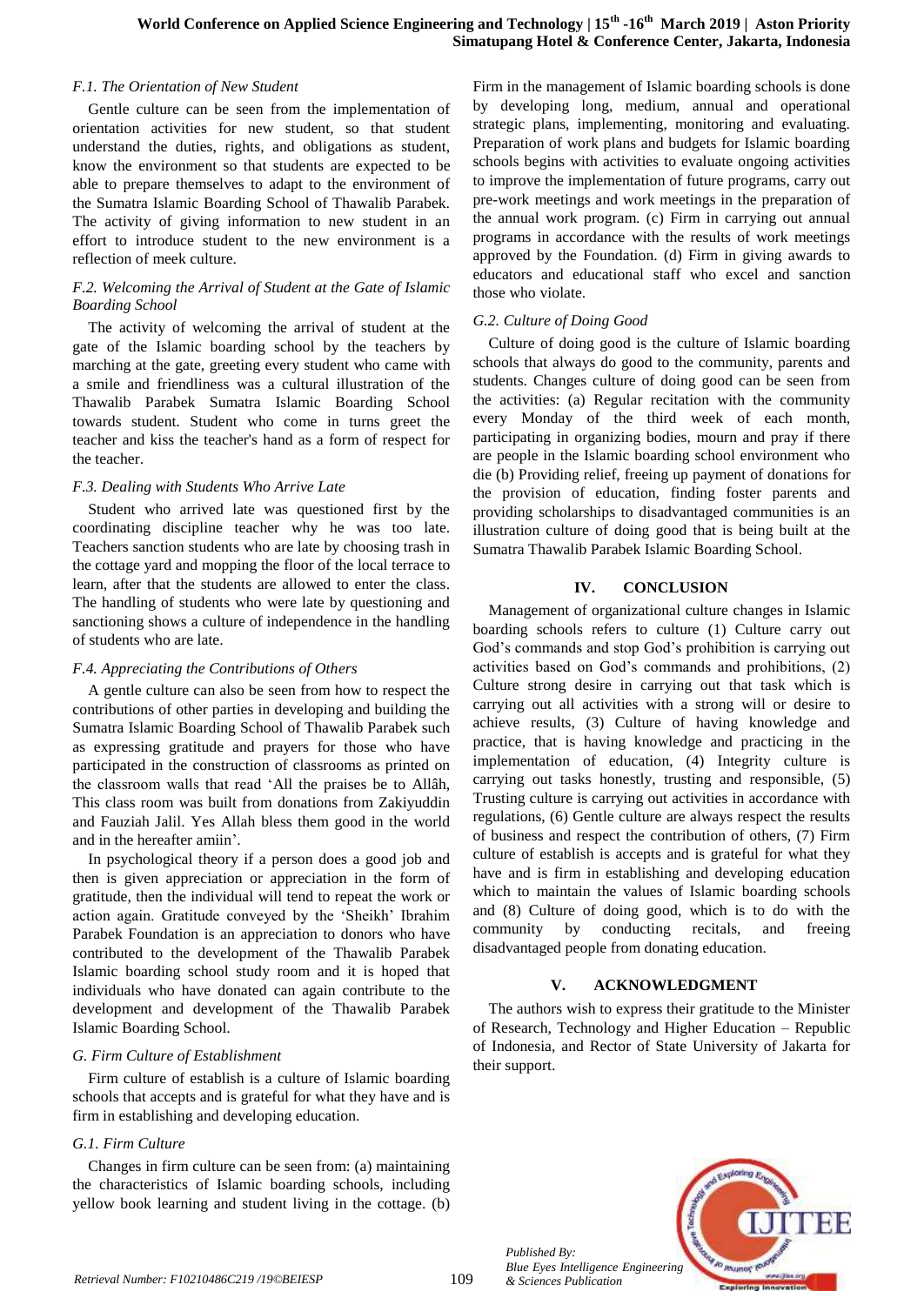### *F.1. The Orientation of New Student*

Gentle culture can be seen from the implementation of orientation activities for new student, so that student understand the duties, rights, and obligations as student, know the environment so that students are expected to be able to prepare themselves to adapt to the environment of the Sumatra Islamic Boarding School of Thawalib Parabek. The activity of giving information to new student in an effort to introduce student to the new environment is a reflection of meek culture.

### *F.2. Welcoming the Arrival of Student at the Gate of Islamic Boarding School*

The activity of welcoming the arrival of student at the gate of the Islamic boarding school by the teachers by marching at the gate, greeting every student who came with a smile and friendliness was a cultural illustration of the Thawalib Parabek Sumatra Islamic Boarding School towards student. Student who come in turns greet the teacher and kiss the teacher's hand as a form of respect for the teacher.

### *F.3. Dealing with Students Who Arrive Late*

Student who arrived late was questioned first by the coordinating discipline teacher why he was too late. Teachers sanction students who are late by choosing trash in the cottage yard and mopping the floor of the local terrace to learn, after that the students are allowed to enter the class. The handling of students who were late by questioning and sanctioning shows a culture of independence in the handling of students who are late.

### *F.4. Appreciating the Contributions of Others*

A gentle culture can also be seen from how to respect the contributions of other parties in developing and building the Sumatra Islamic Boarding School of Thawalib Parabek such as expressing gratitude and prayers for those who have participated in the construction of classrooms as printed on the classroom walls that read 'All the praises be to Allâh, This class room was built from donations from Zakiyuddin and Fauziah Jalil. Yes Allah bless them good in the world and in the hereafter amiin'.

In psychological theory if a person does a good job and then is given appreciation or appreciation in the form of gratitude, then the individual will tend to repeat the work or action again. Gratitude conveyed by the 'Sheikh' Ibrahim Parabek Foundation is an appreciation to donors who have contributed to the development of the Thawalib Parabek Islamic boarding school study room and it is hoped that individuals who have donated can again contribute to the development and development of the Thawalib Parabek Islamic Boarding School.

### *G. Firm Culture of Establishment*

Firm culture of establish is a culture of Islamic boarding schools that accepts and is grateful for what they have and is firm in establishing and developing education.

### *G.1. Firm Culture*

Changes in firm culture can be seen from: (a) maintaining the characteristics of Islamic boarding schools, including yellow book learning and student living in the cottage. (b) Firm in the management of Islamic boarding schools is done by developing long, medium, annual and operational strategic plans, implementing, monitoring and evaluating. Preparation of work plans and budgets for Islamic boarding schools begins with activities to evaluate ongoing activities to improve the implementation of future programs, carry out pre-work meetings and work meetings in the preparation of the annual work program. (c) Firm in carrying out annual programs in accordance with the results of work meetings approved by the Foundation. (d) Firm in giving awards to educators and educational staff who excel and sanction those who violate.

### *G.2. Culture of Doing Good*

Culture of doing good is the culture of Islamic boarding schools that always do good to the community, parents and students. Changes culture of doing good can be seen from the activities: (a) Regular recitation with the community every Monday of the third week of each month, participating in organizing bodies, mourn and pray if there are people in the Islamic boarding school environment who die (b) Providing relief, freeing up payment of donations for the provision of education, finding foster parents and providing scholarships to disadvantaged communities is an illustration culture of doing good that is being built at the Sumatra Thawalib Parabek Islamic Boarding School.

## IV. CONCLUSION

Management of organizational culture changes in Islamic boarding schools refers to culture (1) Culture carry out God's commands and stop God's prohibition is carrying out activities based on God's commands and prohibitions, (2) Culture strong desire in carrying out that task which is carrying out all activities with a strong will or desire to achieve results, (3) Culture of having knowledge and practice, that is having knowledge and practicing in the implementation of education, (4) Integrity culture is carrying out tasks honestly, trusting and responsible, (5) Trusting culture is carrying out activities in accordance with regulations, (6) Gentle culture are always respect the results of business and respect the contribution of others, (7) Firm culture of establish is accepts and is grateful for what they have and is firm in establishing and developing education which to maintain the values of Islamic boarding schools and (8) Culture of doing good, which is to do with the community by conducting recitals, and freeing disadvantaged people from donating education.

## V. ACKNOWLEDGMENT

The authors wish to express their gratitude to the Minister of Research, Technology and Higher Education – Republic of Indonesia, and Rector of State University of Jakarta for their support.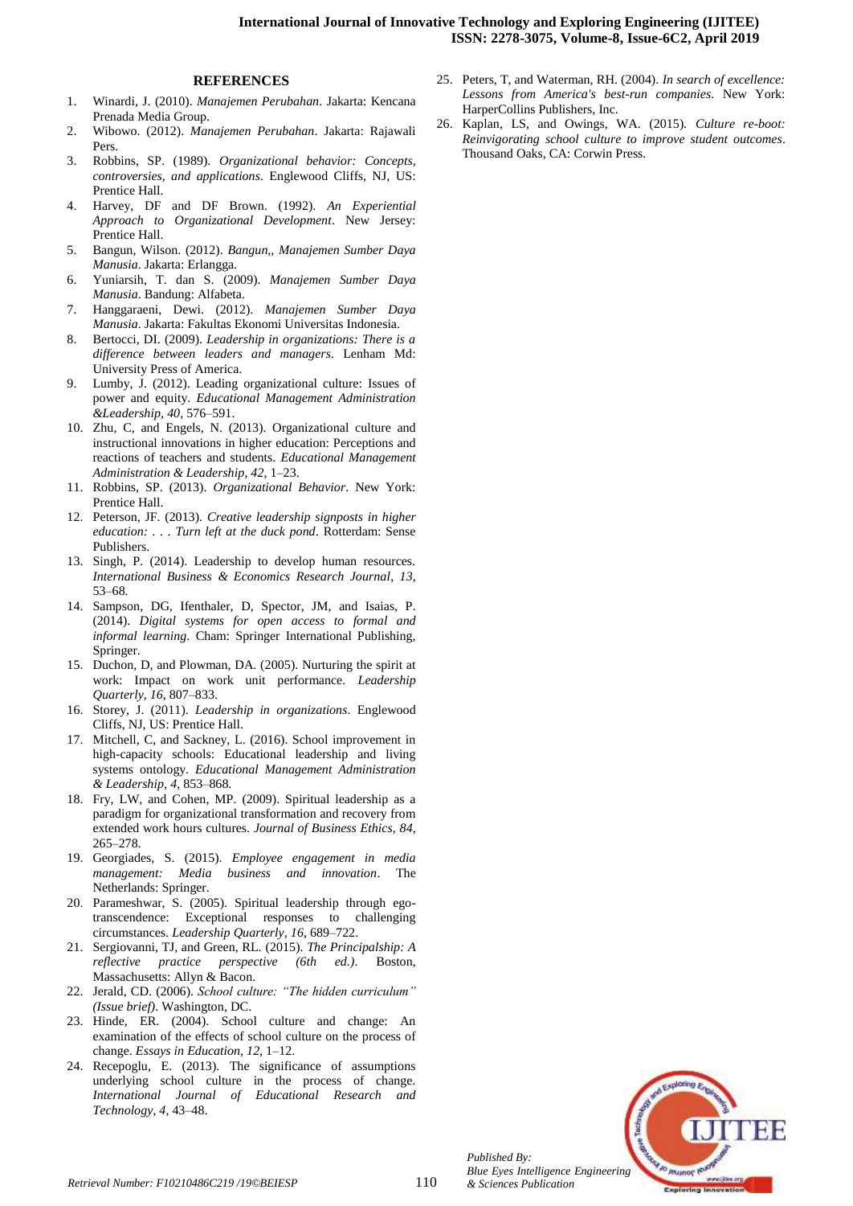## REFERENCES

1. Winardi, J. (2010). *Manajemen Perubahan*. Jakarta: Kencana Prenada Media Group.
2. Wibowo. (2012). *Manajemen Perubahan*. Jakarta: Rajawali Pers.
3. Robbins, SP. (1989). *Organizational behavior: Concepts, controversies, and applications*. Englewood Cliffs, NJ, US: Prentice Hall.
4. Harvey, DF and DF Brown. (1992). *An Experiential Approach to Organizational Development*. New Jersey: Prentice Hall.
5. Bangun, Wilson. (2012). *Bangun,, Manajemen Sumber Daya Manusia*. Jakarta: Erlangga.
6. Yuniarsih, T. dan S. (2009). *Manajemen Sumber Daya Manusia*. Bandung: Alfabeta.
7. Hanggaraeni, Dewi. (2012). *Manajemen Sumber Daya Manusia*. Jakarta: Fakultas Ekonomi Universitas Indonesia.
8. Bertocci, DI. (2009). *Leadership in organizations: There is a difference between leaders and managers*. Lenham Md: University Press of America.
9. Lumby, J. (2012). Leading organizational culture: Issues of power and equity. *Educational Management Administration &Leadership*, *40*, 576–591.
10. Zhu, C, and Engels, N. (2013). Organizational culture and instructional innovations in higher education: Perceptions and reactions of teachers and students. *Educational Management Administration & Leadership*, *42*, 1–23.
11. Robbins, SP. (2013). *Organizational Behavior*. New York: Prentice Hall.
12. Peterson, JF. (2013). *Creative leadership signposts in higher education: . . . Turn left at the duck pond*. Rotterdam: Sense Publishers.
13. Singh, P. (2014). Leadership to develop human resources. *International Business & Economics Research Journal*, *13*, 53–68.
14. Sampson, DG, Ifenthaler, D, Spector, JM, and Isaias, P. (2014). *Digital systems for open access to formal and informal learning*. Cham: Springer International Publishing, Springer.
15. Duchon, D, and Plowman, DA. (2005). Nurturing the spirit at work: Impact on work unit performance. *Leadership Quarterly*, *16*, 807–833.
16. Storey, J. (2011). *Leadership in organizations*. Englewood Cliffs, NJ, US: Prentice Hall.
17. Mitchell, C, and Sackney, L. (2016). School improvement in high-capacity schools: Educational leadership and living systems ontology. *Educational Management Administration & Leadership*, *4*, 853–868.
18. Fry, LW, and Cohen, MP. (2009). Spiritual leadership as a paradigm for organizational transformation and recovery from extended work hours cultures. *Journal of Business Ethics*, *84*, 265–278.
19. Georgiades, S. (2015). *Employee engagement in media management: Media business and innovation*. The Netherlands: Springer.
20. Parameshwar, S. (2005). Spiritual leadership through ego-transcendence: Exceptional responses to challenging circumstances. *Leadership Quarterly*, *16*, 689–722.
21. Sergiovanni, TJ, and Green, RL. (2015). *The Principalship: A reflective practice perspective (6th ed.)*. Boston, Massachusetts: Allyn & Bacon.
22. Jerald, CD. (2006). *School culture: "The hidden curriculum" (Issue brief)*. Washington, DC.
23. Hinde, ER. (2004). School culture and change: An examination of the effects of school culture on the process of change. *Essays in Education*, *12*, 1–12.
24. Recepoglu, E. (2013). The significance of assumptions underlying school culture in the process of change. *International Journal of Educational Research and Technology*, *4*, 43–48.
25. Peters, T, and Waterman, RH. (2004). *In search of excellence: Lessons from America's best-run companies*. New York: HarperCollins Publishers, Inc.
26. Kaplan, LS, and Owings, WA. (2015). *Culture re-boot: Reinvigorating school culture to improve student outcomes*. Thousand Oaks, CA: Corwin Press.